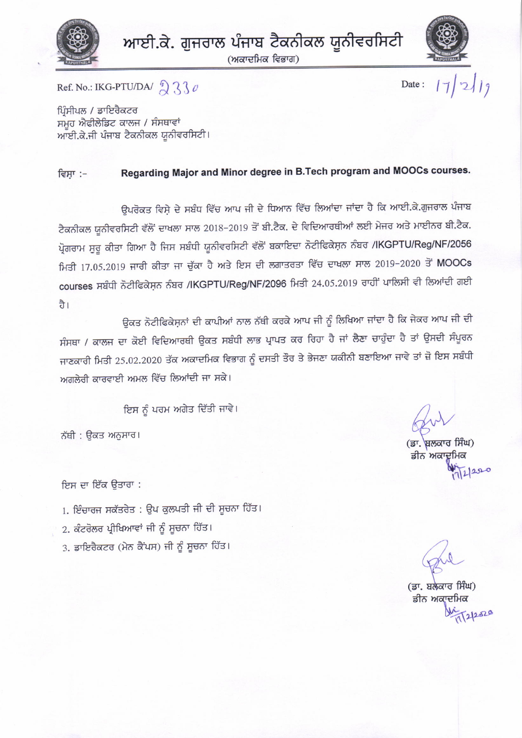# ਆਈ.ਕੇ. ਗੁਜਰਾਲ ਪੰਜਾਬ ਟੈਕਨੀਕਲ ਯੂਨੀਵਰਸਿਟੀ

(ਅਕਾਦਮਿਕ ਵਿਭਾਗ)

Ref. No.: IKG-PTU/DA/ 2330

Date : 17/2/19

ਪ੍ਰਿੰਸੀਪਲ / ਡਾਇਰੈਕਟਰ
ਸਮੂਹ ਐਫੀਲੇਡਿਟ ਕਾਲਜ / ਸੰਸਥਾਵਾਂ
ਆਈ.ਕੇ.ਜੀ ਪੰਜਾਬ ਟੈਕਨੀਕਲ ਯੂਨੀਵਰਸਿਟੀ।

ਵਿਸ਼ਾ :- **Regarding Major and Minor degree in B.Tech program and MOOCs courses.**

ਉਪਰੋਕਤ ਵਿਸ਼ੇ ਦੇ ਸਬੰਧ ਵਿੱਚ ਆਪ ਜੀ ਦੇ ਧਿਆਨ ਵਿੱਚ ਲਿਆਂਦਾ ਜਾਂਦਾ ਹੈ ਕਿ ਆਈ.ਕੇ.ਗੁਜਰਾਲ ਪੰਜਾਬ ਟੈਕਨੀਕਲ ਯੂਨੀਵਰਸਿਟੀ ਵੱਲੋਂ ਦਾਖਲਾ ਸਾਲ 2018-2019 ਤੋਂ ਬੀ.ਟੈਕ. ਦੇ ਵਿਦਿਆਰਥੀਆਂ ਲਈ ਮੇਜਰ ਅਤੇ ਮਾਈਨਰ ਬੀ.ਟੈਕ. ਪ੍ਰੋਗਰਾਮ ਸ਼ੁਰੂ ਕੀਤਾ ਗਿਆ ਹੈ ਜਿਸ ਸਬੰਧੀ ਯੂਨੀਵਰਸਿਟੀ ਵੱਲੋਂ ਬਕਾਇਦਾ ਨੋਟੀਫਿਕੇਸ਼ਨ ਨੰਬਰ /IKGPTU/Reg/NF/2056 ਮਿਤੀ 17.05.2019 ਜਾਰੀ ਕੀਤਾ ਜਾ ਚੁੱਕਾ ਹੈ ਅਤੇ ਇਸ ਦੀ ਲਗਾਤਰਤਾ ਵਿੱਚ ਦਾਖਲਾ ਸਾਲ 2019-2020 ਤੋਂ MOOCs courses ਸਬੰਧੀ ਨੋਟੀਫਿਕੇਸ਼ਨ ਨੰਬਰ /IKGPTU/Reg/NF/2096 ਮਿਤੀ 24.05.2019 ਰਾਹੀਂ ਪਾਲਿਸੀ ਵੀ ਲਿਆਂਦੀ ਗਈ ਹੈ।

ਉਕਤ ਨੋਟੀਫਿਕੇਸ਼ਨਾਂ ਦੀ ਕਾਪੀਆਂ ਨਾਲ ਨੱਥੀ ਕਰਕੇ ਆਪ ਜੀ ਨੂੰ ਲਿਖਿਆ ਜਾਂਦਾ ਹੈ ਕਿ ਜੇਕਰ ਆਪ ਜੀ ਦੀ ਸੰਸਥਾ / ਕਾਲਜ ਦਾ ਕੋਈ ਵਿਦਿਆਰਥੀ ਉਕਤ ਸਬੰਧੀ ਲਾਭ ਪ੍ਰਾਪਤ ਕਰ ਰਿਹਾ ਹੈ ਜਾਂ ਲੈਣਾ ਚਾਹੁੰਦਾ ਹੈ ਤਾਂ ਉਸਦੀ ਸੰਪੂਰਨ ਜਾਣਕਾਰੀ ਮਿਤੀ 25.02.2020 ਤੱਕ ਅਕਾਦਮਿਕ ਵਿਭਾਗ ਨੂੰ ਦਸਤੀ ਤੌਰ ਤੇ ਭੇਜਣਾ ਯਕੀਨੀ ਬਣਾਇਆ ਜਾਵੇ ਤਾਂ ਜੋ ਇਸ ਸਬੰਧੀ ਅਗਲੇਰੀ ਕਾਰਵਾਈ ਅਮਲ ਵਿੱਚ ਲਿਆਂਦੀ ਜਾ ਸਕੇ।

ਇਸ ਨੂੰ ਪਰਮ ਅਗੇਤ ਦਿੱਤੀ ਜਾਵੇ।

ਨੱਥੀ : ਉਕਤ ਅਨੁਸਾਰ।

(ਡਾ. ਬਲਕਾਰ ਸਿੰਘ)
ਡੀਨ ਅਕਾਦਮਿਕ
17/2/2020

ਇਸ ਦਾ ਇੱਕ ਉਤਾਰਾ :

1. ਇੰਚਾਰਜ ਸਕੱਤਰੇਤ : ਉਪ ਕੁਲਪਤੀ ਜੀ ਦੀ ਸੂਚਨਾ ਹਿੱਤ।
2. ਕੰਟਰੋਲਰ ਪ੍ਰੀਖਿਆਵਾਂ ਜੀ ਨੂੰ ਸੂਚਨਾ ਹਿੱਤ।
3. ਡਾਇਰੈਕਟਰ (ਮੇਨ ਕੈਂਪਸ) ਜੀ ਨੂੰ ਸੂਚਨਾ ਹਿੱਤ।

(ਡਾ. ਬਲਕਾਰ ਸਿੰਘ)
ਡੀਨ ਅਕਾਦਮਿਕ
17/2/2020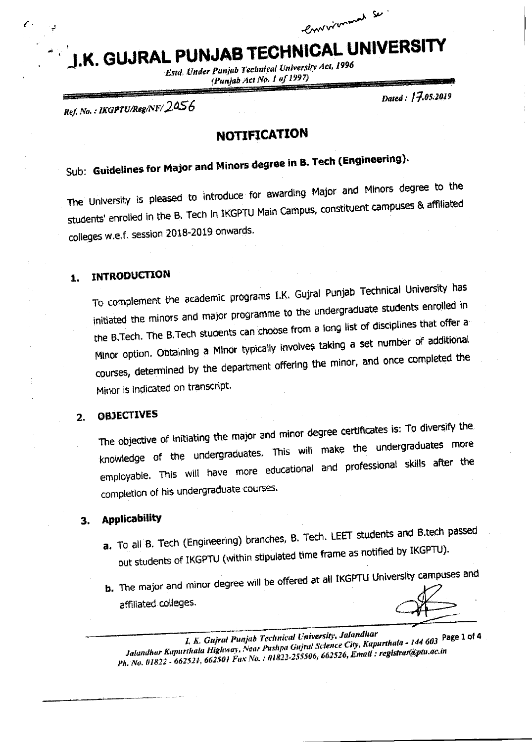# I.K. GUJRAL PUNJAB TECHNICAL UNIVERSITY

*Estd. Under Punjab Technical University Act, 1996*
*(Punjab Act No. 1 of 1997)*

*Ref. No. : IKGPTU/Reg/NF/2056*

*Dated : 17.05.2019*

## NOTIFICATION

Sub: **Guidelines for Major and Minors degree in B. Tech (Engineering).**

The University is pleased to introduce for awarding Major and Minors degree to the students' enrolled in the B. Tech in IKGPTU Main Campus, constituent campuses & affiliated colleges w.e.f. session 2018-2019 onwards.

### 1. INTRODUCTION

To complement the academic programs I.K. Gujral Punjab Technical University has initiated the minors and major programme to the undergraduate students enrolled in the B.Tech. The B.Tech students can choose from a long list of disciplines that offer a Minor option. Obtaining a Minor typically involves taking a set number of additional courses, determined by the department offering the minor, and once completed the Minor is indicated on transcript.

### 2. OBJECTIVES

The objective of initiating the major and minor degree certificates is: To diversify the knowledge of the undergraduates. This will make the undergraduates more employable. This will have more educational and professional skills after the completion of his undergraduate courses.

### 3. Applicability

**a.** To all B. Tech (Engineering) branches, B. Tech. LEET students and B.tech passed out students of IKGPTU (within stipulated time frame as notified by IKGPTU).

**b.** The major and minor degree will be offered at all IKGPTU University campuses and affiliated colleges.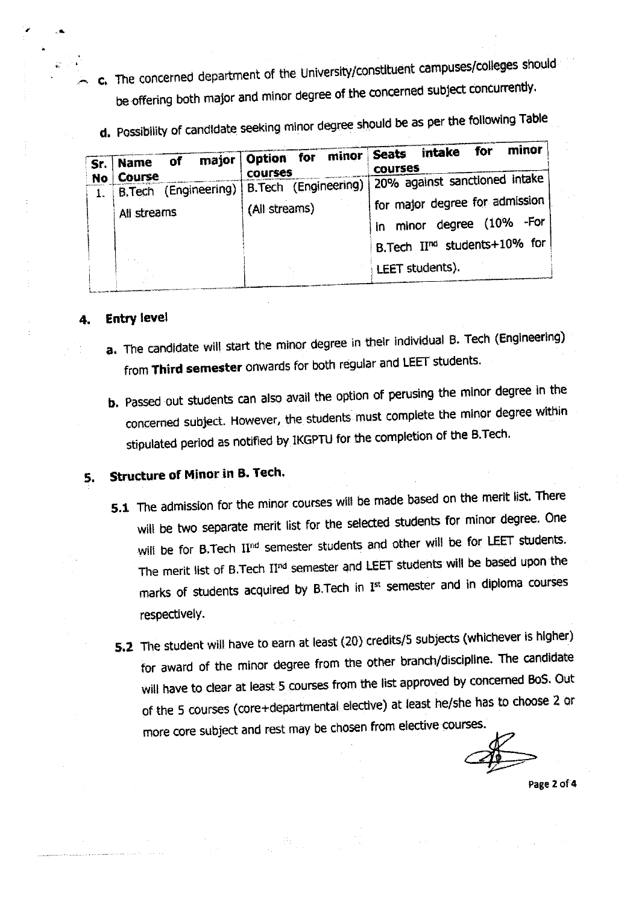c. The concerned department of the University/constituent campuses/colleges should be offering both major and minor degree of the concerned subject concurrently.

d. Possibility of candidate seeking minor degree should be as per the following Table

| Sr. No | Name of major Course | Option for minor courses | Seats intake for minor courses |
|---|---|---|---|
| 1. | B.Tech (Engineering) All streams | B.Tech (Engineering) (All streams) | 20% against sanctioned intake for major degree for admission in minor degree (10% -For B.Tech II[nd] students+10% for LEET students). |

## 4. Entry level

a. The candidate will start the minor degree in their individual B. Tech (Engineering) from **Third semester** onwards for both regular and LEET students.

b. Passed out students can also avail the option of perusing the minor degree in the concerned subject. However, the students must complete the minor degree within stipulated period as notified by IKGPTU for the completion of the B.Tech.

## 5. Structure of Minor in B. Tech.

**5.1** The admission for the minor courses will be made based on the merit list. There will be two separate merit list for the selected students for minor degree. One will be for B.Tech II[nd] semester students and other will be for LEET students. The merit list of B.Tech II[nd] semester and LEET students will be based upon the marks of students acquired by B.Tech in I[st] semester and in diploma courses respectively.

**5.2** The student will have to earn at least (20) credits/5 subjects (whichever is higher) for award of the minor degree from the other branch/discipline. The candidate will have to clear at least 5 courses from the list approved by concerned BoS. Out of the 5 courses (core+departmental elective) at least he/she has to choose 2 or more core subject and rest may be chosen from elective courses.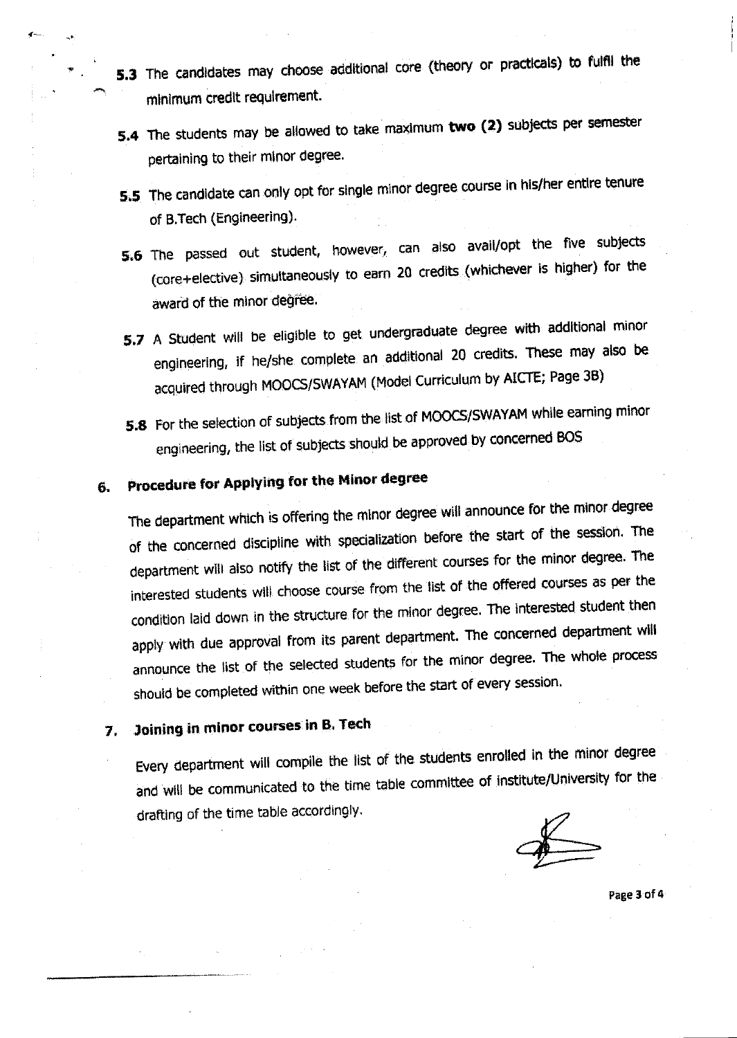**5.3** The candidates may choose additional core (theory or practicals) to fulfil the minimum credit requirement.

**5.4** The students may be allowed to take maximum **two (2)** subjects per semester pertaining to their minor degree.

**5.5** The candidate can only opt for single minor degree course in his/her entire tenure of B.Tech (Engineering).

**5.6** The passed out student, however, can also avail/opt the five subjects (core+elective) simultaneously to earn 20 credits (whichever is higher) for the award of the minor degree.

**5.7** A Student will be eligible to get undergraduate degree with additional minor engineering, if he/she complete an additional 20 credits. These may also be acquired through MOOCS/SWAYAM (Model Curriculum by AICTE; Page 38)

**5.8** For the selection of subjects from the list of MOOCS/SWAYAM while earning minor engineering, the list of subjects should be approved by concerned BOS

## 6. Procedure for Applying for the Minor degree

The department which is offering the minor degree will announce for the minor degree of the concerned discipline with specialization before the start of the session. The department will also notify the list of the different courses for the minor degree. The interested students will choose course from the list of the offered courses as per the condition laid down in the structure for the minor degree. The interested student then apply with due approval from its parent department. The concerned department will announce the list of the selected students for the minor degree. The whole process should be completed within one week before the start of every session.

## 7. Joining in minor courses in B. Tech

Every department will compile the list of the students enrolled in the minor degree and will be communicated to the time table committee of institute/University for the drafting of the time table accordingly.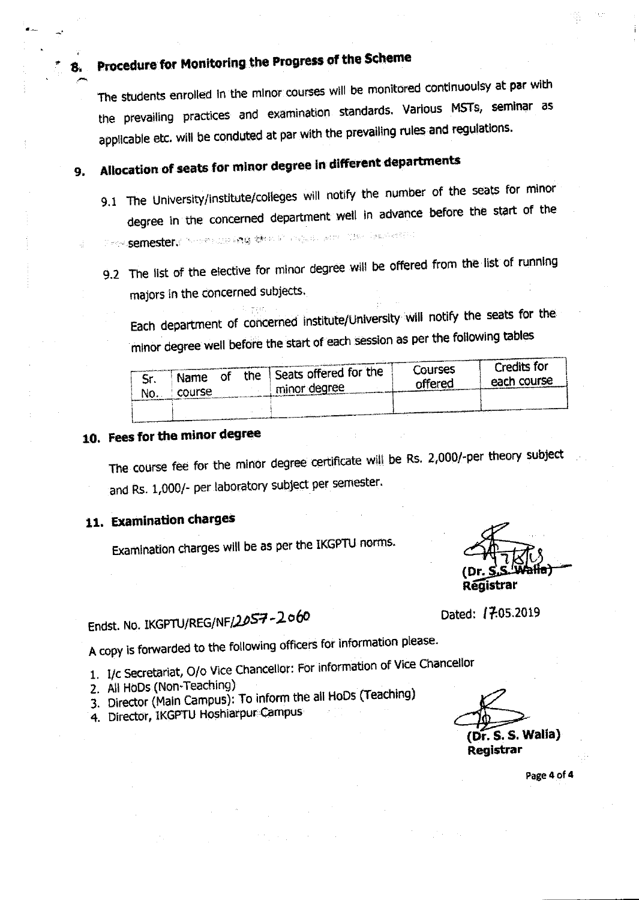## 8. Procedure for Monitoring the Progress of the Scheme

The students enrolled in the minor courses will be monitored continuoulsy at par with the prevailing practices and examination standards. Various MSTs, seminar as applicable etc. will be conduted at par with the prevailing rules and regulations.

## 9. Allocation of seats for minor degree in different departments

9.1 The University/institute/colleges will notify the number of the seats for minor degree in the concerned department well in advance before the start of the semester.

9.2 The list of the elective for minor degree will be offered from the list of running majors in the concerned subjects.

Each department of concerned institute/University will notify the seats for the minor degree well before the start of each session as per the following tables

| Sr. No. | Name of the course | Seats offered for the minor degree | Courses offered | Credits for each course |
|---|---|---|---|---|
| | | | | |

## 10. Fees for the minor degree

The course fee for the minor degree certificate will be Rs. 2,000/-per theory subject and Rs. 1,000/- per laboratory subject per semester.

## 11. Examination charges

Examination charges will be as per the IKGPTU norms.

(Dr. S.S. Walia)
Registrar

Endst. No. IKGPTU/REG/NF/2057-2060

Dated: 17.05.2019

A copy is forwarded to the following officers for information please.

1. I/c Secretariat, O/o Vice Chancellor: For information of Vice Chancellor
2. All HoDs (Non-Teaching)
3. Director (Main Campus): To inform the all HoDs (Teaching)
4. Director, IKGPTU Hoshiarpur Campus

(Dr. S. S. Walia)
Registrar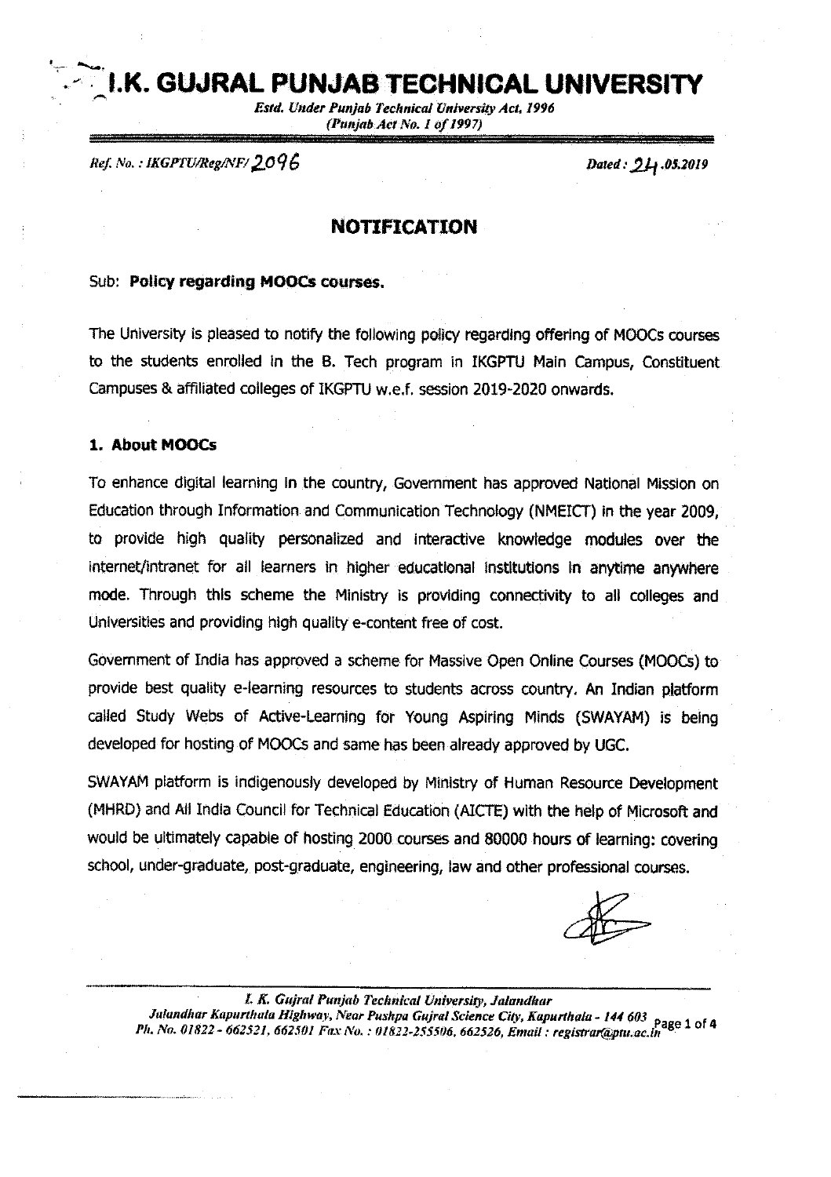# I.K. GUJRAL PUNJAB TECHNICAL UNIVERSITY

*Estd. Under Punjab Technical University Act, 1996*
*(Punjab Act No. 1 of 1997)*

*Ref. No. : IKGPTU/Reg/NF/* 2096 *Dated :* 24*.05.2019*

## NOTIFICATION

Sub: **Policy regarding MOOCs courses.**

The University is pleased to notify the following policy regarding offering of MOOCs courses to the students enrolled in the B. Tech program in IKGPTU Main Campus, Constituent Campuses & affiliated colleges of IKGPTU w.e.f. session 2019-2020 onwards.

### 1. About MOOCs

To enhance digital learning in the country, Government has approved National Mission on Education through Information and Communication Technology (NMEICT) in the year 2009, to provide high quality personalized and interactive knowledge modules over the internet/intranet for all learners in higher educational institutions in anytime anywhere mode. Through this scheme the Ministry is providing connectivity to all colleges and Universities and providing high quality e-content free of cost.

Government of India has approved a scheme for Massive Open Online Courses (MOOCs) to provide best quality e-learning resources to students across country. An Indian platform called Study Webs of Active-Learning for Young Aspiring Minds (SWAYAM) is being developed for hosting of MOOCs and same has been already approved by UGC.

SWAYAM platform is indigenously developed by Ministry of Human Resource Development (MHRD) and All India Council for Technical Education (AICTE) with the help of Microsoft and would be ultimately capable of hosting 2000 courses and 80000 hours of learning: covering school, under-graduate, post-graduate, engineering, law and other professional courses.

*I. K. Gujral Punjab Technical University, Jalandhar*
*Jalandhar Kapurthala Highway, Near Pushpa Gujral Science City, Kapurthala - 144 603*
*Ph. No. 01822 - 662521, 662501 Fax No. : 01822-255506, 662526, Email : registrar@ptu.ac.in*